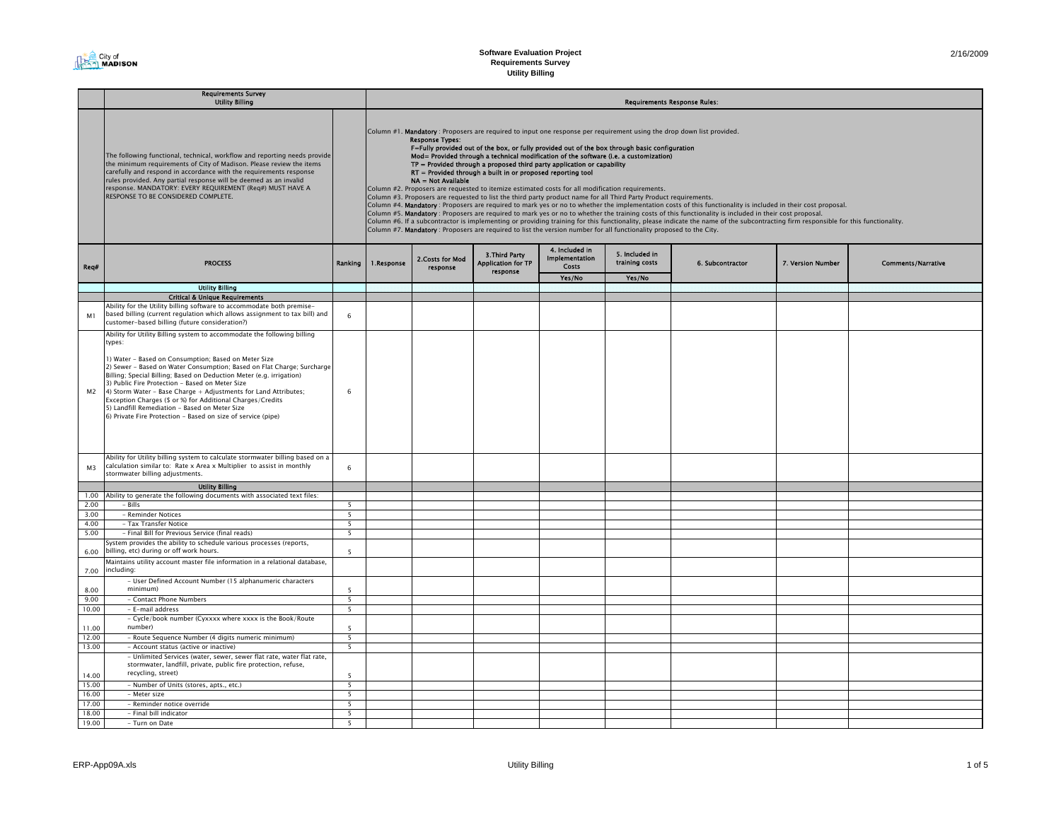# Software Evaluation Project
## Requirements Survey
### Utility Billing

2/16/2009

| | Requirements Survey<br>Utility Billing | | Requirements Response Rules: | | | | | | | |
|---|---|---|---|---|---|---|---|---|---|---|
| | The following functional, technical, workflow and reporting needs provide the minimum requirements of City of Madison. Please review the items carefully and respond in accordance with the requirements response rules provided. Any partial response will be deemed as an invalid response. MANDATORY: EVERY REQUIREMENT (Req#) MUST HAVE A RESPONSE TO BE CONSIDERED COMPLETE. | | Column #1. **Mandatory** : Proposers are required to input one response per requirement using the drop down list provided.<br>**Response Types:**<br>**F=Fully provided out of the box, or fully provided out of the box through basic configuration**<br>**Mod= Provided through a technical modification of the software (i.e. a customization)**<br>**TP = Provided through a proposed third party application or capability**<br>**RT = Provided through a built in or proposed reporting tool**<br>**NA = Not Available**<br>Column #2. Proposers are requested to itemize estimated costs for all modification requirements.<br>Column #3. Proposers are requested to list the third party product name for all Third Party Product requirements.<br>Column #4. **Mandatory** : Proposers are required to mark yes or no to whether the implementation costs of this functionality is included in their cost proposal.<br>Column #5. **Mandatory** : Proposers are required to mark yes or no to whether the training costs of this functionality is included in their cost proposal.<br>Column #6. If a subcontractor is implementing or providing training for this functionality, please indicate the name of the subcontracting firm responsible for this functionality.<br>Column #7. **Mandatory** : Proposers are required to list the version number for all functionality proposed to the City. | | | | | | | |
| Req# | PROCESS | Ranking | 1.Response | 2.Costs for Mod response | 3.Third Party Application for TP response | 4. Included in Implementation Costs<br>Yes/No | 5. Included in training costs<br>Yes/No | 6. Subcontractor | 7. Version Number | Comments/Narrative |
| | **Utility Billing** | | | | | | | | | |
| | **Critical & Unique Requirements** | | | | | | | | | |
| M1 | Ability for the Utility billing software to accommodate both premise-based billing (current regulation which allows assignment to tax bill) and customer-based billing (future consideration?) | 6 | | | | | | | | |
| M2 | Ability for Utility Billing system to accommodate the following billing types:<br><br>1) Water - Based on Consumption; Based on Meter Size<br>2) Sewer - Based on Water Consumption; Based on Flat Charge; Surcharge Billing; Special Billing; Based on Deduction Meter (e.g. irrigation)<br>3) Public Fire Protection - Based on Meter Size<br>4) Storm Water - Base Charge + Adjustments for Land Attributes; Exception Charges ($ or %) for Additional Charges/Credits<br>5) Landfill Remediation - Based on Meter Size<br>6) Private Fire Protection - Based on size of service (pipe) | 6 | | | | | | | | |
| M3 | Ability for Utility billing system to calculate stormwater billing based on a calculation similar to: Rate x Area x Multiplier to assist in monthly stormwater billing adjustments. | 6 | | | | | | | | |
| | **Utility Billing** | | | | | | | | | |
| 1.00 | Ability to generate the following documents with associated text files: | | | | | | | | | |
| 2.00 | - Bills | 5 | | | | | | | | |
| 3.00 | - Reminder Notices | 5 | | | | | | | | |
| 4.00 | - Tax Transfer Notice | 5 | | | | | | | | |
| 5.00 | - Final Bill for Previous Service (final reads) | 5 | | | | | | | | |
| 6.00 | System provides the ability to schedule various processes (reports, billing, etc) during or off work hours. | 5 | | | | | | | | |
| 7.00 | Maintains utility account master file information in a relational database, including: | | | | | | | | | |
| 8.00 | - User Defined Account Number (15 alphanumeric characters minimum) | 5 | | | | | | | | |
| 9.00 | - Contact Phone Numbers | 5 | | | | | | | | |
| 10.00 | - E-mail address | 5 | | | | | | | | |
| 11.00 | - Cycle/book number (Cyxxxx where xxxx is the Book/Route number) | 5 | | | | | | | | |
| 12.00 | - Route Sequence Number (4 digits numeric minimum) | 5 | | | | | | | | |
| 13.00 | - Account status (active or inactive) | 5 | | | | | | | | |
| 14.00 | - Unlimited Services (water, sewer, sewer flat rate, water flat rate, stormwater, landfill, private, public fire protection, refuse, recycling, street) | 5 | | | | | | | | |
| 15.00 | - Number of Units (stores, apts., etc.) | 5 | | | | | | | | |
| 16.00 | - Meter size | 5 | | | | | | | | |
| 17.00 | - Reminder notice override | 5 | | | | | | | | |
| 18.00 | - Final bill indicator | 5 | | | | | | | | |
| 19.00 | - Turn on Date | 5 | | | | | | | | |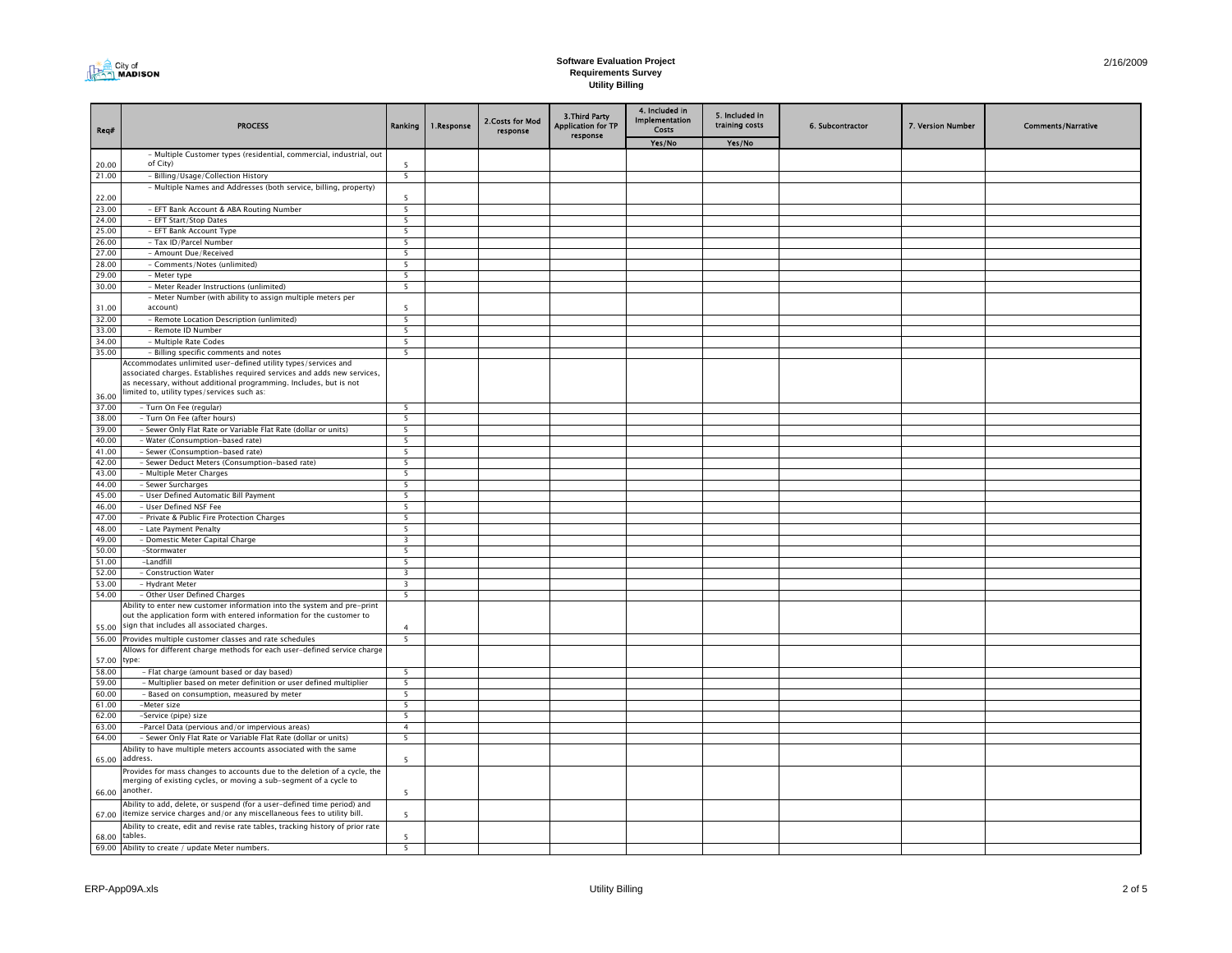**Software Evaluation Project**
**Requirements Survey**
**Utility Billing**

| Req# | PROCESS | Ranking | 1.Response | 2.Costs for Mod response | 3.Third Party Application for TP response | 4. Included in Implementation Costs | 5. Included in training costs | 6. Subcontractor | 7. Version Number | Comments/Narrative |
|---|---|---|---|---|---|---|---|---|---|---|
| | | | | | | Yes/No | Yes/No | | | |
| 20.00 | - Multiple Customer types (residential, commercial, industrial, out of City) | 5 | | | | | | | | |
| 21.00 | - Billing/Usage/Collection History | 5 | | | | | | | | |
| 22.00 | - Multiple Names and Addresses (both service, billing, property) | 5 | | | | | | | | |
| 23.00 | - EFT Bank Account & ABA Routing Number | 5 | | | | | | | | |
| 24.00 | - EFT Start/Stop Dates | 5 | | | | | | | | |
| 25.00 | - EFT Bank Account Type | 5 | | | | | | | | |
| 26.00 | - Tax ID/Parcel Number | 5 | | | | | | | | |
| 27.00 | - Amount Due/Received | 5 | | | | | | | | |
| 28.00 | - Comments/Notes (unlimited) | 5 | | | | | | | | |
| 29.00 | - Meter type | 5 | | | | | | | | |
| 30.00 | - Meter Reader Instructions (unlimited) | 5 | | | | | | | | |
| 31.00 | - Meter Number (with ability to assign multiple meters per account) | 5 | | | | | | | | |
| 32.00 | - Remote Location Description (unlimited) | 5 | | | | | | | | |
| 33.00 | - Remote ID Number | 5 | | | | | | | | |
| 34.00 | - Multiple Rate Codes | 5 | | | | | | | | |
| 35.00 | - Billing specific comments and notes | 5 | | | | | | | | |
| 36.00 | Accommodates unlimited user-defined utility types/services and associated charges. Establishes required services and adds new services, as necessary, without additional programming. Includes, but is not limited to, utility types/services such as: | | | | | | | | | |
| 37.00 | - Turn On Fee (regular) | 5 | | | | | | | | |
| 38.00 | - Turn On Fee (after hours) | 5 | | | | | | | | |
| 39.00 | - Sewer Only Flat Rate or Variable Flat Rate (dollar or units) | 5 | | | | | | | | |
| 40.00 | - Water (Consumption-based rate) | 5 | | | | | | | | |
| 41.00 | - Sewer (Consumption-based rate) | 5 | | | | | | | | |
| 42.00 | - Sewer Deduct Meters (Consumption-based rate) | 5 | | | | | | | | |
| 43.00 | - Multiple Meter Charges | 5 | | | | | | | | |
| 44.00 | - Sewer Surcharges | 5 | | | | | | | | |
| 45.00 | - User Defined Automatic Bill Payment | 5 | | | | | | | | |
| 46.00 | - User Defined NSF Fee | 5 | | | | | | | | |
| 47.00 | - Private & Public Fire Protection Charges | 5 | | | | | | | | |
| 48.00 | - Late Payment Penalty | 5 | | | | | | | | |
| 49.00 | - Domestic Meter Capital Charge | 3 | | | | | | | | |
| 50.00 | -Stormwater | 5 | | | | | | | | |
| 51.00 | -Landfill | 5 | | | | | | | | |
| 52.00 | - Construction Water | 3 | | | | | | | | |
| 53.00 | - Hydrant Meter | 3 | | | | | | | | |
| 54.00 | - Other User Defined Charges | 5 | | | | | | | | |
| 55.00 | Ability to enter new customer information into the system and pre-print out the application form with entered information for the customer to sign that includes all associated charges. | 4 | | | | | | | | |
| 56.00 | Provides multiple customer classes and rate schedules | 5 | | | | | | | | |
| 57.00 | Allows for different charge methods for each user-defined service charge type: | | | | | | | | | |
| 58.00 | - Flat charge (amount based or day based) | 5 | | | | | | | | |
| 59.00 | - Multiplier based on meter definition or user defined multiplier | 5 | | | | | | | | |
| 60.00 | - Based on consumption, measured by meter | 5 | | | | | | | | |
| 61.00 | -Meter size | 5 | | | | | | | | |
| 62.00 | -Service (pipe) size | 5 | | | | | | | | |
| 63.00 | -Parcel Data (pervious and/or impervious areas) | 4 | | | | | | | | |
| 64.00 | - Sewer Only Flat Rate or Variable Flat Rate (dollar or units) | 5 | | | | | | | | |
| 65.00 | Ability to have multiple meters accounts associated with the same address. | 5 | | | | | | | | |
| 66.00 | Provides for mass changes to accounts due to the deletion of a cycle, the merging of existing cycles, or moving a sub-segment of a cycle to another. | 5 | | | | | | | | |
| 67.00 | Ability to add, delete, or suspend (for a user-defined time period) and itemize service charges and/or any miscellaneous fees to utility bill. | 5 | | | | | | | | |
| 68.00 | Ability to create, edit and revise rate tables, tracking history of prior rate tables. | 5 | | | | | | | | |
| 69.00 | Ability to create / update Meter numbers. | 5 | | | | | | | | |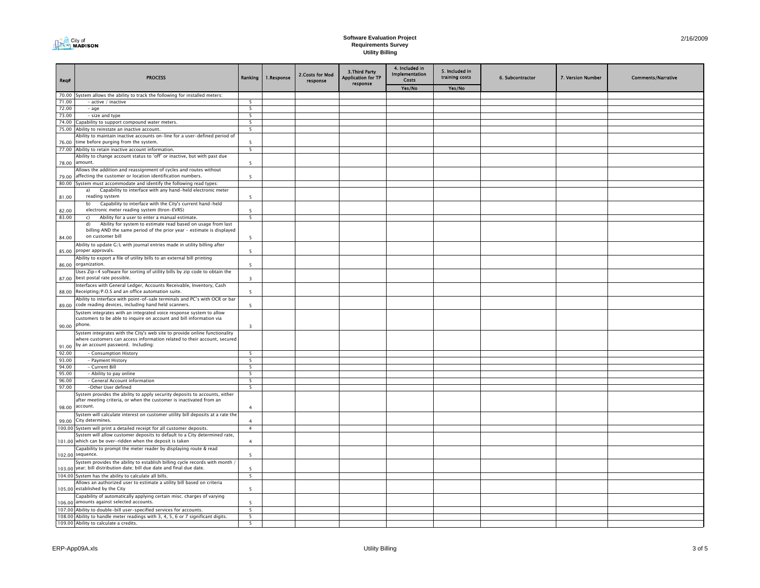**Software Evaluation Project**
**Requirements Survey**
**Utility Billing**

| Req# | PROCESS | Ranking | 1.Response | 2.Costs for Mod response | 3.Third Party Application for TP response | 4. Included in Implementation Costs | 5. Included in training costs | 6. Subcontractor | 7. Version Number | Comments/Narrative |
|---|---|---|---|---|---|---|---|---|---|---|
| | | | | | | Yes/No | Yes/No | | | |
| 70.00 | System allows the ability to track the following for installed meters: | | | | | | | | | |
| 71.00 | - active / inactive | 5 | | | | | | | | |
| 72.00 | - age | 5 | | | | | | | | |
| 73.00 | - size and type | 5 | | | | | | | | |
| 74.00 | Capability to support compound water meters. | 5 | | | | | | | | |
| 75.00 | Ability to reinstate an inactive account. | 5 | | | | | | | | |
| 76.00 | Ability to maintain inactive accounts on-line for a user-defined period of time before purging from the system. | 5 | | | | | | | | |
| 77.00 | Ability to retain inactive account information. | 5 | | | | | | | | |
| 78.00 | Ability to change account status to 'off' or inactive, but with past due amount. | 5 | | | | | | | | |
| 79.00 | Allows the addition and reassignment of cycles and routes without affecting the customer or location identification numbers. | 5 | | | | | | | | |
| 80.00 | System must accommodate and identify the following read types: | | | | | | | | | |
| 81.00 | a) Capability to interface with any hand-held electronic meter reading system | 5 | | | | | | | | |
| 82.00 | b) Capability to interface with the City's current hand-held electronic meter reading system (Itron-EVRS) | 5 | | | | | | | | |
| 83.00 | c) Ability for a user to enter a manual estimate. | 5 | | | | | | | | |
| 84.00 | d) Ability for system to estimate read based on usage from last billing AND the same period of the prior year - estimate is displayed on customer bill | 5 | | | | | | | | |
| 85.00 | Ability to update G/L with journal entries made in utility billing after proper approvals. | 5 | | | | | | | | |
| 86.00 | Ability to export a file of utility bills to an external bill printing organization. | 5 | | | | | | | | |
| 87.00 | Uses Zip+4 software for sorting of utility bills by zip code to obtain the best postal rate possible. | 3 | | | | | | | | |
| 88.00 | Interfaces with General Ledger, Accounts Receivable, Inventory, Cash Receipting/P.O.S and an office automation suite. | 5 | | | | | | | | |
| 89.00 | Ability to interface with point-of-sale terminals and PC's with OCR or bar code reading devices, including hand held scanners. | 5 | | | | | | | | |
| 90.00 | System integrates with an integrated voice response system to allow customers to be able to inquire on account and bill information via phone. | 3 | | | | | | | | |
| 91.00 | System integrates with the City's web site to provide online functionality where customers can access information related to their account, secured by an account password. Including: | | | | | | | | | |
| 92.00 | - Consumption History | 5 | | | | | | | | |
| 93.00 | - Payment History | 5 | | | | | | | | |
| 94.00 | - Current Bill | 5 | | | | | | | | |
| 95.00 | - Ability to pay online | 5 | | | | | | | | |
| 96.00 | - General Account information | 5 | | | | | | | | |
| 97.00 | -Other User defined | 5 | | | | | | | | |
| 98.00 | System provides the ability to apply security deposits to accounts, either after meeting criteria, or when the customer is inactivated from an account. | 4 | | | | | | | | |
| 99.00 | System will calculate interest on customer utility bill deposits at a rate the City determines. | 4 | | | | | | | | |
| 100.00 | System will print a detailed receipt for all customer deposits. | 4 | | | | | | | | |
| 101.00 | System will allow customer deposits to default to a City determined rate, which can be over-ridden when the deposit is taken | 4 | | | | | | | | |
| 102.00 | Capability to prompt the meter reader by displaying route & read sequence. | 5 | | | | | | | | |
| 103.00 | System provides the ability to establish billing cycle records with month / year; bill distribution date; bill due date and final due date. | 5 | | | | | | | | |
| 104.00 | System has the ability to calculate all bills. | 5 | | | | | | | | |
| 105.00 | Allows an authorized user to estimate a utility bill based on criteria established by the City | 5 | | | | | | | | |
| 106.00 | Capability of automatically applying certain misc. charges of varying amounts against selected accounts. | 5 | | | | | | | | |
| 107.00 | Ability to double-bill user-specified services for accounts. | 5 | | | | | | | | |
| 108.00 | Ability to handle meter readings with 3, 4, 5, 6 or 7 significant digits. | 5 | | | | | | | | |
| 109.00 | Ability to calculate a credits. | 5 | | | | | | | | |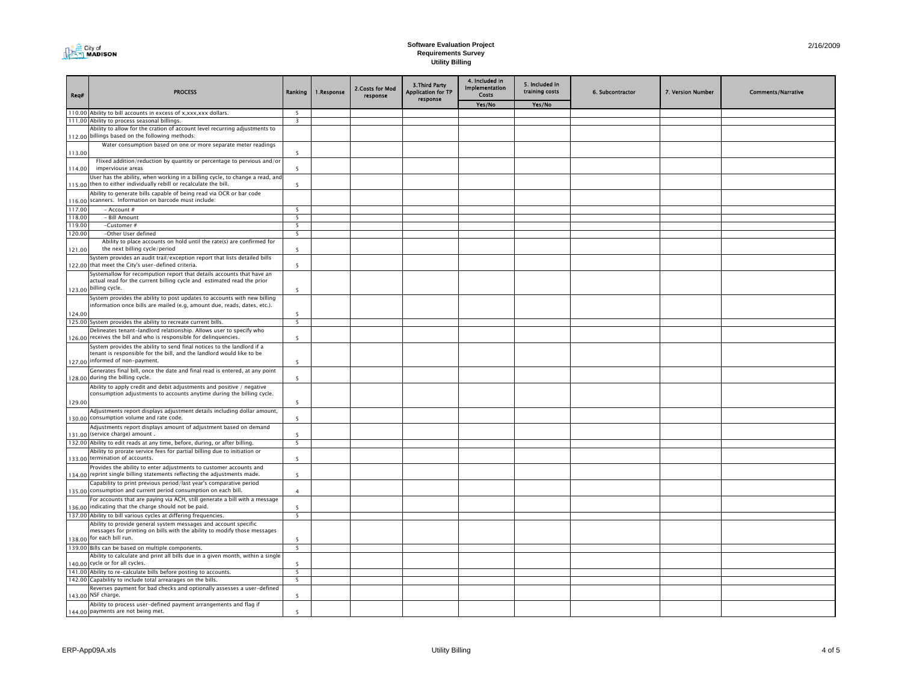**Software Evaluation Project**
**Requirements Survey**
**Utility Billing**

2/16/2009

| Req# | PROCESS | Ranking | 1.Response | 2.Costs for Mod response | 3.Third Party Application for TP response | 4. Included in Implementation Costs | 5. Included in training costs | 6. Subcontractor | 7. Version Number | Comments/Narrative |
|---|---|---|---|---|---|---|---|---|---|---|
| | | | | | | Yes/No | Yes/No | | | |
| 110.00 | Ability to bill accounts in excess of x,xxx,xxx dollars. | 5 | | | | | | | | |
| 111.00 | Ability to process seasonal billings. | 3 | | | | | | | | |
| 112.00 | Ability to allow for the cration of account level recurring adjustments to billings based on the following methods: | | | | | | | | | |
| 113.00 | Water consumption based on one or more separate meter readings | 5 | | | | | | | | |
| 114.00 | Flixed addition/reduction by quantity or percentage to pervious and/or imperviouse areas | 5 | | | | | | | | |
| 115.00 | User has the ability, when working in a billing cycle, to change a read, and then to either individually rebill or recalculate the bill. | 5 | | | | | | | | |
| 116.00 | Ability to generate bills capable of being read via OCR or bar code scanners. Information on barcode must include: | | | | | | | | | |
| 117.00 | - Account # | 5 | | | | | | | | |
| 118.00 | - Bill Amount | 5 | | | | | | | | |
| 119.00 | -Customer # | 5 | | | | | | | | |
| 120.00 | -Other User defined | 5 | | | | | | | | |
| 121.00 | Ability to place accounts on hold until the rate(s) are confirmed for the next billing cycle/period | 5 | | | | | | | | |
| 122.00 | System provides an audit trail/exception report that lists detailed bills that meet the City's user-defined criteria. | 5 | | | | | | | | |
| 123.00 | Systemallow for recompution report that details accounts that have an actual read for the current billing cycle and estimated read the prior billing cycle. | 5 | | | | | | | | |
| 124.00 | System provides the ability to post updates to accounts with new billing information once bills are mailed (e.g, amount due, reads, dates, etc.). | 5 | | | | | | | | |
| 125.00 | System provides the ability to recreate current bills. | 5 | | | | | | | | |
| 126.00 | Delineates tenant-landlord relationship. Allows user to specify who receives the bill and who is responsible for delinquencies. | 5 | | | | | | | | |
| 127.00 | System provides the ability to send final notices to the landlord if a tenant is responsible for the bill, and the landlord would like to be informed of non-payment. | 5 | | | | | | | | |
| 128.00 | Generates final bill, once the date and final read is entered, at any point during the billing cycle. | 5 | | | | | | | | |
| 129.00 | Ability to apply credit and debit adjustments and positive / negative consumption adjustments to accounts anytime during the billing cycle. | 5 | | | | | | | | |
| 130.00 | Adjustments report displays adjustment details including dollar amount, consumption volume and rate code. | 5 | | | | | | | | |
| 131.00 | Adjustments report displays amount of adjustment based on demand (service charge) amount . | 5 | | | | | | | | |
| 132.00 | Ability to edit reads at any time, before, during, or after billing. | 5 | | | | | | | | |
| 133.00 | Ability to prorate service fees for partial billing due to initiation or termination of accounts. | 5 | | | | | | | | |
| 134.00 | Provides the ability to enter adjustments to customer accounts and reprint single billing statements reflecting the adjustments made. | 5 | | | | | | | | |
| 135.00 | Capability to print previous period/last year's comparative period consumption and current period consumption on each bill. | 4 | | | | | | | | |
| 136.00 | For accounts that are paying via ACH, still generate a bill with a message indicating that the charge should not be paid. | 5 | | | | | | | | |
| 137.00 | Ability to bill various cycles at differing frequencies. | 5 | | | | | | | | |
| 138.00 | Ability to provide general system messages and account specific messages for printing on bills with the ability to modify those messages for each bill run. | 5 | | | | | | | | |
| 139.00 | Bills can be based on multiple components. | 5 | | | | | | | | |
| 140.00 | Ability to calculate and print all bills due in a given month, within a single cycle or for all cycles. | 5 | | | | | | | | |
| 141.00 | Ability to re-calculate bills before posting to accounts. | 5 | | | | | | | | |
| 142.00 | Capability to include total arrearages on the bills. | 5 | | | | | | | | |
| 143.00 | Reverses payment for bad checks and optionally assesses a user-defined NSF charge. | 5 | | | | | | | | |
| 144.00 | Ability to process user-defined payment arrangements and flag if payments are not being met. | 5 | | | | | | | | |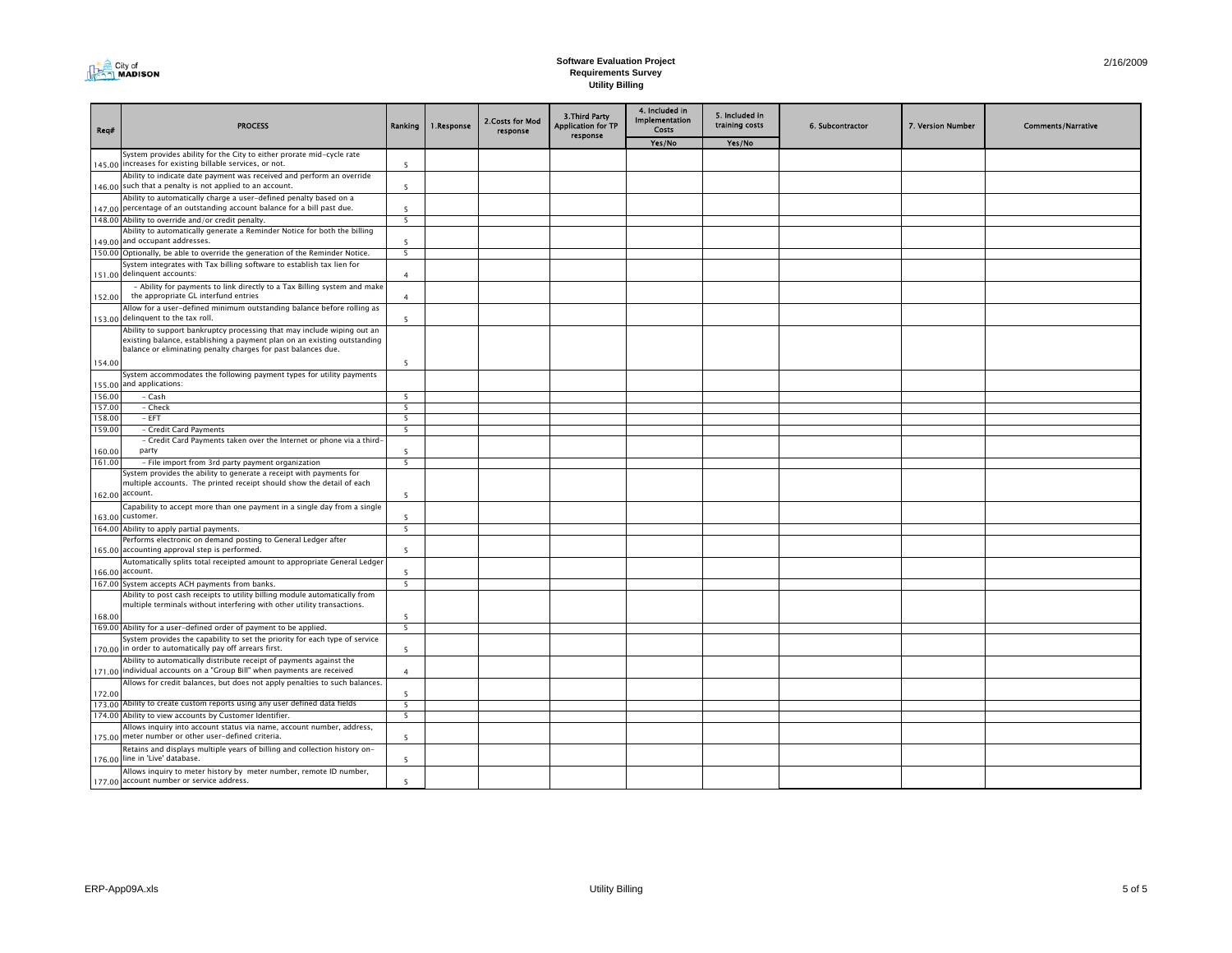**Software Evaluation Project**
**Requirements Survey**
**Utility Billing**

2/16/2009

| Req# | PROCESS | Ranking | 1.Response | 2.Costs for Mod response | 3.Third Party Application for TP response | 4. Included in Implementation Costs | 5. Included in training costs | 6. Subcontractor | 7. Version Number | Comments/Narrative |
|---|---|---|---|---|---|---|---|---|---|---|
| | | | | | | Yes/No | Yes/No | | | |
| 145.00 | System provides ability for the City to either prorate mid-cycle rate increases for existing billable services, or not. | 5 | | | | | | | | |
| 146.00 | Ability to indicate date payment was received and perform an override such that a penalty is not applied to an account. | 5 | | | | | | | | |
| 147.00 | Ability to automatically charge a user-defined penalty based on a percentage of an outstanding account balance for a bill past due. | 5 | | | | | | | | |
| 148.00 | Ability to override and/or credit penalty. | 5 | | | | | | | | |
| 149.00 | Ability to automatically generate a Reminder Notice for both the billing and occupant addresses. | 5 | | | | | | | | |
| 150.00 | Optionally, be able to override the generation of the Reminder Notice. | 5 | | | | | | | | |
| 151.00 | System integrates with Tax billing software to establish tax lien for delinquent accounts: | 4 | | | | | | | | |
| 152.00 | - Ability for payments to link directly to a Tax Billing system and make the appropriate GL interfund entries | 4 | | | | | | | | |
| 153.00 | Allow for a user-defined minimum outstanding balance before rolling as delinquent to the tax roll. | 5 | | | | | | | | |
| 154.00 | Ability to support bankruptcy processing that may include wiping out an existing balance, establishing a payment plan on an existing outstanding balance or eliminating penalty charges for past balances due. | 5 | | | | | | | | |
| 155.00 | System accommodates the following payment types for utility payments and applications: | | | | | | | | | |
| 156.00 | - Cash | 5 | | | | | | | | |
| 157.00 | - Check | 5 | | | | | | | | |
| 158.00 | - EFT | 5 | | | | | | | | |
| 159.00 | - Credit Card Payments | 5 | | | | | | | | |
| 160.00 | - Credit Card Payments taken over the Internet or phone via a third-party | 5 | | | | | | | | |
| 161.00 | - File import from 3rd party payment organization | 5 | | | | | | | | |
| 162.00 | System provides the ability to generate a receipt with payments for multiple accounts. The printed receipt should show the detail of each account. | 5 | | | | | | | | |
| 163.00 | Capability to accept more than one payment in a single day from a single customer. | 5 | | | | | | | | |
| 164.00 | Ability to apply partial payments. | 5 | | | | | | | | |
| 165.00 | Performs electronic on demand posting to General Ledger after accounting approval step is performed. | 5 | | | | | | | | |
| 166.00 | Automatically splits total receipted amount to appropriate General Ledger account. | 5 | | | | | | | | |
| 167.00 | System accepts ACH payments from banks. | 5 | | | | | | | | |
| 168.00 | Ability to post cash receipts to utility billing module automatically from multiple terminals without interfering with other utility transactions. | 5 | | | | | | | | |
| 169.00 | Ability for a user-defined order of payment to be applied. | 5 | | | | | | | | |
| 170.00 | System provides the capability to set the priority for each type of service in order to automatically pay off arrears first. | 5 | | | | | | | | |
| 171.00 | Ability to automatically distribute receipt of payments against the individual accounts on a "Group Bill" when payments are received | 4 | | | | | | | | |
| 172.00 | Allows for credit balances, but does not apply penalties to such balances. | 5 | | | | | | | | |
| 173.00 | Ability to create custom reports using any user defined data fields | 5 | | | | | | | | |
| 174.00 | Ability to view accounts by Customer Identifier. | 5 | | | | | | | | |
| 175.00 | Allows inquiry into account status via name, account number, address, meter number or other user-defined criteria. | 5 | | | | | | | | |
| 176.00 | Retains and displays multiple years of billing and collection history on-line in 'Live' database. | 5 | | | | | | | | |
| 177.00 | Allows inquiry to meter history by meter number, remote ID number, account number or service address. | 5 | | | | | | | | |